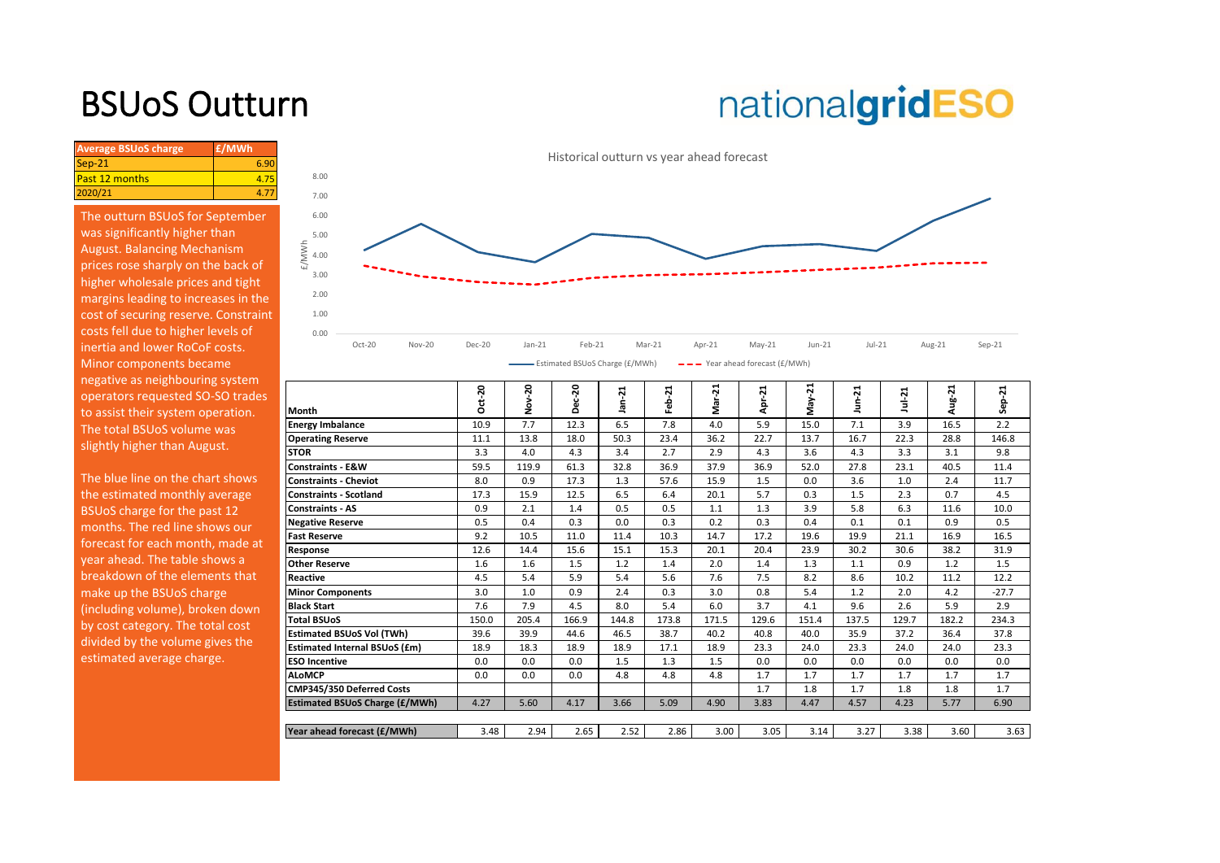# BSUoS Outturn

nationalgridESO

| Average BSUoS charge | £/MWh |
|---|---|
| Sep-21 | 6.90 |
| Past 12 months | 4.75 |
| 2020/21 | 4.77 |

The outturn BSUoS for September was significantly higher than August. Balancing Mechanism prices rose sharply on the back of higher wholesale prices and tight margins leading to increases in the cost of securing reserve. Constraint costs fell due to higher levels of inertia and lower RoCoF costs. Minor components became negative as neighbouring system operators requested SO-SO trades to assist their system operation. The total BSUoS volume was slightly higher than August.

The blue line on the chart shows the estimated monthly average BSUoS charge for the past 12 months. The red line shows our forecast for each month, made at year ahead. The table shows a breakdown of the elements that make up the BSUoS charge (including volume), broken down by cost category. The total cost divided by the volume gives the estimated average charge.

Historical outturn vs year ahead forecast

| Month | Oct-20 | Nov-20 | Dec-20 | Jan-21 | Feb-21 | Mar-21 | Apr-21 | May-21 | Jun-21 | Jul-21 | Aug-21 | Sep-21 |
|---|---|---|---|---|---|---|---|---|---|---|---|---|
| **Energy Imbalance** | 10.9 | 7.7 | 12.3 | 6.5 | 7.8 | 4.0 | 5.9 | 15.0 | 7.1 | 3.9 | 16.5 | 2.2 |
| **Operating Reserve** | 11.1 | 13.8 | 18.0 | 50.3 | 23.4 | 36.2 | 22.7 | 13.7 | 16.7 | 22.3 | 28.8 | 146.8 |
| **STOR** | 3.3 | 4.0 | 4.3 | 3.4 | 2.7 | 2.9 | 4.3 | 3.6 | 4.3 | 3.3 | 3.1 | 9.8 |
| **Constraints - E&W** | 59.5 | 119.9 | 61.3 | 32.8 | 36.9 | 37.9 | 36.9 | 52.0 | 27.8 | 23.1 | 40.5 | 11.4 |
| **Constraints - Cheviot** | 8.0 | 0.9 | 17.3 | 1.3 | 57.6 | 15.9 | 1.5 | 0.0 | 3.6 | 1.0 | 2.4 | 11.7 |
| **Constraints - Scotland** | 17.3 | 15.9 | 12.5 | 6.5 | 6.4 | 20.1 | 5.7 | 0.3 | 1.5 | 2.3 | 0.7 | 4.5 |
| **Constraints - AS** | 0.9 | 2.1 | 1.4 | 0.5 | 0.5 | 1.1 | 1.3 | 3.9 | 5.8 | 6.3 | 11.6 | 10.0 |
| **Negative Reserve** | 0.5 | 0.4 | 0.3 | 0.0 | 0.3 | 0.2 | 0.3 | 0.4 | 0.1 | 0.1 | 0.9 | 0.5 |
| **Fast Reserve** | 9.2 | 10.5 | 11.0 | 11.4 | 10.3 | 14.7 | 17.2 | 19.6 | 19.9 | 21.1 | 16.9 | 16.5 |
| **Response** | 12.6 | 14.4 | 15.6 | 15.1 | 15.3 | 20.1 | 20.4 | 23.9 | 30.2 | 30.6 | 38.2 | 31.9 |
| **Other Reserve** | 1.6 | 1.6 | 1.5 | 1.2 | 1.4 | 2.0 | 1.4 | 1.3 | 1.1 | 0.9 | 1.2 | 1.5 |
| **Reactive** | 4.5 | 5.4 | 5.9 | 5.4 | 5.6 | 7.6 | 7.5 | 8.2 | 8.6 | 10.2 | 11.2 | 12.2 |
| **Minor Components** | 3.0 | 1.0 | 0.9 | 2.4 | 0.3 | 3.0 | 0.8 | 5.4 | 1.2 | 2.0 | 4.2 | -27.7 |
| **Black Start** | 7.6 | 7.9 | 4.5 | 8.0 | 5.4 | 6.0 | 3.7 | 4.1 | 9.6 | 2.6 | 5.9 | 2.9 |
| **Total BSUoS** | 150.0 | 205.4 | 166.9 | 144.8 | 173.8 | 171.5 | 129.6 | 151.4 | 137.5 | 129.7 | 182.2 | 234.3 |
| **Estimated BSUoS Vol (TWh)** | 39.6 | 39.9 | 44.6 | 46.5 | 38.7 | 40.2 | 40.8 | 40.0 | 35.9 | 37.2 | 36.4 | 37.8 |
| **Estimated Internal BSUoS (£m)** | 18.9 | 18.3 | 18.9 | 18.9 | 17.1 | 18.9 | 23.3 | 24.0 | 23.3 | 24.0 | 24.0 | 23.3 |
| **ESO Incentive** | 0.0 | 0.0 | 0.0 | 1.5 | 1.3 | 1.5 | 0.0 | 0.0 | 0.0 | 0.0 | 0.0 | 0.0 |
| **ALoMCP** | 0.0 | 0.0 | 0.0 | 4.8 | 4.8 | 4.8 | 1.7 | 1.7 | 1.7 | 1.7 | 1.7 | 1.7 |
| **CMP345/350 Deferred Costs** | | | | | | | 1.7 | 1.8 | 1.7 | 1.8 | 1.8 | 1.7 |
| **Estimated BSUoS Charge (£/MWh)** | 4.27 | 5.60 | 4.17 | 3.66 | 5.09 | 4.90 | 3.83 | 4.47 | 4.57 | 4.23 | 5.77 | 6.90 |
| | | | | | | | | | | | | |
| **Year ahead forecast (£/MWh)** | 3.48 | 2.94 | 2.65 | 2.52 | 2.86 | 3.00 | 3.05 | 3.14 | 3.27 | 3.38 | 3.60 | 3.63 |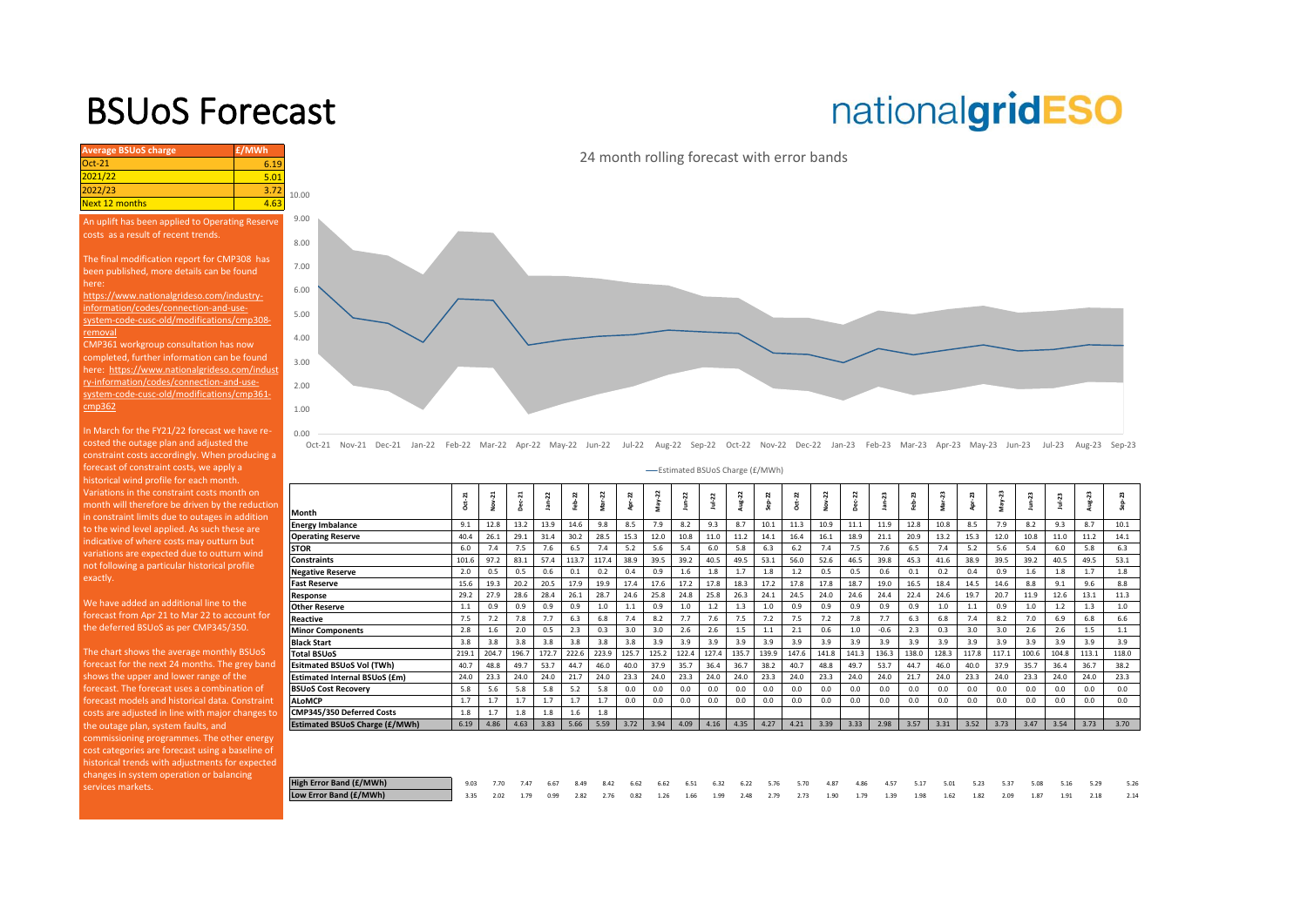# BSUoS Forecast

nationalgridESO

| Average BSUoS charge | £/MWh |
|---|---|
| Oct-21 | 6.19 |
| 2021/22 | 5.01 |
| 2022/23 | 3.72 |
| Next 12 months | 4.63 |

An uplift has been applied to Operating Reserve costs as a result of recent trends.

The final modification report for CMP308 has been published, more details can be found here: https://www.nationalgrideso.com/industry-information/codes/connection-and-use-system-code-cusc-old/modifications/cmp308-removal

CMP361 workgroup consultation has now completed, further information can be found here: https://www.nationalgrideso.com/industry-information/codes/connection-and-use-system-code-cusc-old/modifications/cmp361-cmp362

In March for the FY21/22 forecast we have re-costed the outage plan and adjusted the constraint costs accordingly. When producing a forecast of constraint costs, we apply a historical wind profile for each month. Variations in the constraint costs month on month will therefore be driven by the reduction in constraint limits due to outages in addition to the wind level applied. As such these are indicative of where costs may outturn but variations are expected due to outturn wind not following a particular historical profile exactly.

We have added an additional line to the forecast from Apr 21 to Mar 22 to account for the deferred BSUoS as per CMP345/350.

The chart shows the average monthly BSUoS forecast for the next 24 months. The grey band shows the upper and lower range of the forecast. The forecast uses a combination of forecast models and historical data. Constraint costs are adjusted in line with major changes to the outage plan, system faults, and commissioning programmes. The other energy cost categories are forecast using a baseline of historical trends with adjustments for expected changes in system operation or balancing services markets.

24 month rolling forecast with error bands

— Estimated BSUoS Charge (£/MWh)

| Month | Oct-21 | Nov-21 | Dec-21 | Jan-22 | Feb-22 | Mar-22 | Apr-22 | May-22 | Jun-22 | Jul-22 | Aug-22 | Sep-22 | Oct-22 | Nov-22 | Dec-22 | Jan-23 | Feb-23 | Mar-23 | Apr-23 | May-23 | Jun-23 | Jul-23 | Aug-23 | Sep-23 |
|---|---|---|---|---|---|---|---|---|---|---|---|---|---|---|---|---|---|---|---|---|---|---|---|---|
| Energy Imbalance | 9.1 | 12.8 | 13.2 | 13.9 | 14.6 | 9.8 | 8.5 | 7.9 | 8.2 | 9.3 | 8.7 | 10.1 | 11.3 | 10.9 | 11.1 | 11.9 | 12.8 | 10.8 | 8.5 | 7.9 | 8.2 | 9.3 | 8.7 | 10.1 |
| Operating Reserve | 40.4 | 26.1 | 29.1 | 31.4 | 30.2 | 28.5 | 15.3 | 12.0 | 10.8 | 11.0 | 11.2 | 14.1 | 16.4 | 16.1 | 18.9 | 21.1 | 20.9 | 13.2 | 15.3 | 12.0 | 10.8 | 11.0 | 11.2 | 14.1 |
| STOR | 6.0 | 7.4 | 7.5 | 7.6 | 6.5 | 7.4 | 5.2 | 5.6 | 5.4 | 6.0 | 5.8 | 6.3 | 6.2 | 7.4 | 7.5 | 7.6 | 6.5 | 7.4 | 5.2 | 5.6 | 5.4 | 6.0 | 5.8 | 6.3 |
| Constraints | 101.6 | 97.2 | 83.1 | 57.4 | 113.7 | 117.4 | 38.9 | 39.5 | 39.2 | 40.5 | 49.5 | 53.1 | 56.0 | 52.6 | 46.5 | 39.8 | 45.3 | 41.6 | 38.9 | 39.5 | 39.2 | 40.5 | 49.5 | 53.1 |
| Negative Reserve | 2.0 | 0.5 | 0.5 | 0.6 | 0.1 | 0.2 | 0.4 | 0.9 | 1.6 | 1.8 | 1.7 | 1.8 | 1.2 | 0.5 | 0.5 | 0.6 | 0.1 | 0.2 | 0.4 | 0.9 | 1.6 | 1.8 | 1.7 | 1.8 |
| Fast Reserve | 15.6 | 19.3 | 20.2 | 20.5 | 17.9 | 19.9 | 17.4 | 17.6 | 17.2 | 17.8 | 18.3 | 17.2 | 17.8 | 17.8 | 18.7 | 19.0 | 16.5 | 18.4 | 14.5 | 14.6 | 8.8 | 9.1 | 9.6 | 8.8 |
| Response | 29.2 | 27.9 | 28.6 | 28.4 | 26.1 | 28.7 | 24.6 | 25.8 | 24.8 | 25.8 | 26.3 | 24.1 | 24.5 | 24.0 | 24.6 | 24.4 | 22.4 | 24.6 | 19.7 | 20.7 | 11.9 | 12.6 | 13.1 | 11.3 |
| Other Reserve | 1.1 | 0.9 | 0.9 | 0.9 | 0.9 | 1.0 | 1.1 | 0.9 | 1.0 | 1.2 | 1.3 | 1.0 | 0.9 | 0.9 | 0.9 | 0.9 | 0.9 | 1.0 | 1.1 | 0.9 | 1.0 | 1.2 | 1.3 | 1.0 |
| Reactive | 7.5 | 7.2 | 7.8 | 7.7 | 6.3 | 6.8 | 7.4 | 8.2 | 7.7 | 7.6 | 7.5 | 7.2 | 7.5 | 7.2 | 7.8 | 7.7 | 6.3 | 6.8 | 7.4 | 8.2 | 7.0 | 6.9 | 6.8 | 6.6 |
| Minor Components | 2.8 | 1.6 | 2.0 | 0.5 | 2.3 | 0.3 | 3.0 | 3.0 | 2.6 | 2.6 | 1.5 | 1.1 | 2.1 | 0.6 | 1.0 | -0.6 | 2.3 | 0.3 | 3.0 | 3.0 | 2.6 | 2.6 | 1.5 | 1.1 |
| Black Start | 3.8 | 3.8 | 3.8 | 3.8 | 3.8 | 3.8 | 3.8 | 3.9 | 3.9 | 3.9 | 3.9 | 3.9 | 3.9 | 3.9 | 3.9 | 3.9 | 3.9 | 3.9 | 3.9 | 3.9 | 3.9 | 3.9 | 3.9 | 3.9 |
| Total BSUoS | 219.1 | 204.7 | 196.7 | 172.7 | 222.6 | 223.9 | 125.7 | 125.2 | 122.4 | 127.4 | 135.7 | 139.9 | 147.6 | 141.8 | 141.3 | 136.3 | 138.0 | 128.3 | 117.8 | 117.1 | 100.6 | 104.8 | 113.1 | 118.0 |
| Esitmated BSUoS Vol (TWh) | 40.7 | 48.8 | 49.7 | 53.7 | 44.7 | 46.0 | 40.0 | 37.9 | 35.7 | 36.4 | 36.7 | 38.2 | 40.7 | 48.8 | 49.7 | 53.7 | 44.7 | 46.0 | 40.0 | 37.9 | 35.7 | 36.4 | 36.7 | 38.2 |
| Estimated Internal BSUoS (£m) | 24.0 | 23.3 | 24.0 | 24.0 | 21.7 | 24.0 | 23.3 | 24.0 | 23.3 | 24.0 | 24.0 | 23.3 | 24.0 | 23.3 | 24.0 | 24.0 | 21.7 | 24.0 | 23.3 | 24.0 | 23.3 | 24.0 | 24.0 | 23.3 |
| BSUoS Cost Recovery | 5.8 | 5.6 | 5.8 | 5.8 | 5.2 | 5.8 | 0.0 | 0.0 | 0.0 | 0.0 | 0.0 | 0.0 | 0.0 | 0.0 | 0.0 | 0.0 | 0.0 | 0.0 | 0.0 | 0.0 | 0.0 | 0.0 | 0.0 | 0.0 |
| ALoMCP | 1.7 | 1.7 | 1.7 | 1.7 | 1.7 | 1.7 | 0.0 | 0.0 | 0.0 | 0.0 | 0.0 | 0.0 | 0.0 | 0.0 | 0.0 | 0.0 | 0.0 | 0.0 | 0.0 | 0.0 | 0.0 | 0.0 | 0.0 | 0.0 |
| CMP345/350 Deferred Costs | 1.8 | 1.7 | 1.8 | 1.8 | 1.6 | 1.8 | | | | | | | | | | | | | | | | | | |
| Estimated BSUoS Charge (£/MWh) | 6.19 | 4.86 | 4.63 | 3.83 | 5.66 | 5.59 | 3.72 | 3.94 | 4.09 | 4.16 | 4.35 | 4.27 | 4.21 | 3.39 | 3.33 | 2.98 | 3.57 | 3.31 | 3.52 | 3.73 | 3.47 | 3.54 | 3.73 | 3.70 |

| | Oct-21 | Nov-21 | Dec-21 | Jan-22 | Feb-22 | Mar-22 | Apr-22 | May-22 | Jun-22 | Jul-22 | Aug-22 | Sep-22 | Oct-22 | Nov-22 | Dec-22 | Jan-23 | Feb-23 | Mar-23 | Apr-23 | May-23 | Jun-23 | Jul-23 | Aug-23 | Sep-23 |
|---|---|---|---|---|---|---|---|---|---|---|---|---|---|---|---|---|---|---|---|---|---|---|---|---|
| High Error Band (£/MWh) | 9.03 | 7.70 | 7.47 | 6.67 | 8.49 | 8.42 | 6.62 | 6.62 | 6.51 | 6.32 | 6.22 | 5.76 | 5.70 | 4.87 | 4.86 | 4.57 | 5.17 | 5.01 | 5.23 | 5.37 | 5.08 | 5.16 | 5.29 | 5.26 |
| Low Error Band (£/MWh) | 3.35 | 2.02 | 1.79 | 0.99 | 2.82 | 2.76 | 0.82 | 1.26 | 1.66 | 1.99 | 2.48 | 2.79 | 2.73 | 1.90 | 1.79 | 1.39 | 1.98 | 1.62 | 1.82 | 2.09 | 1.87 | 1.91 | 2.18 | 2.14 |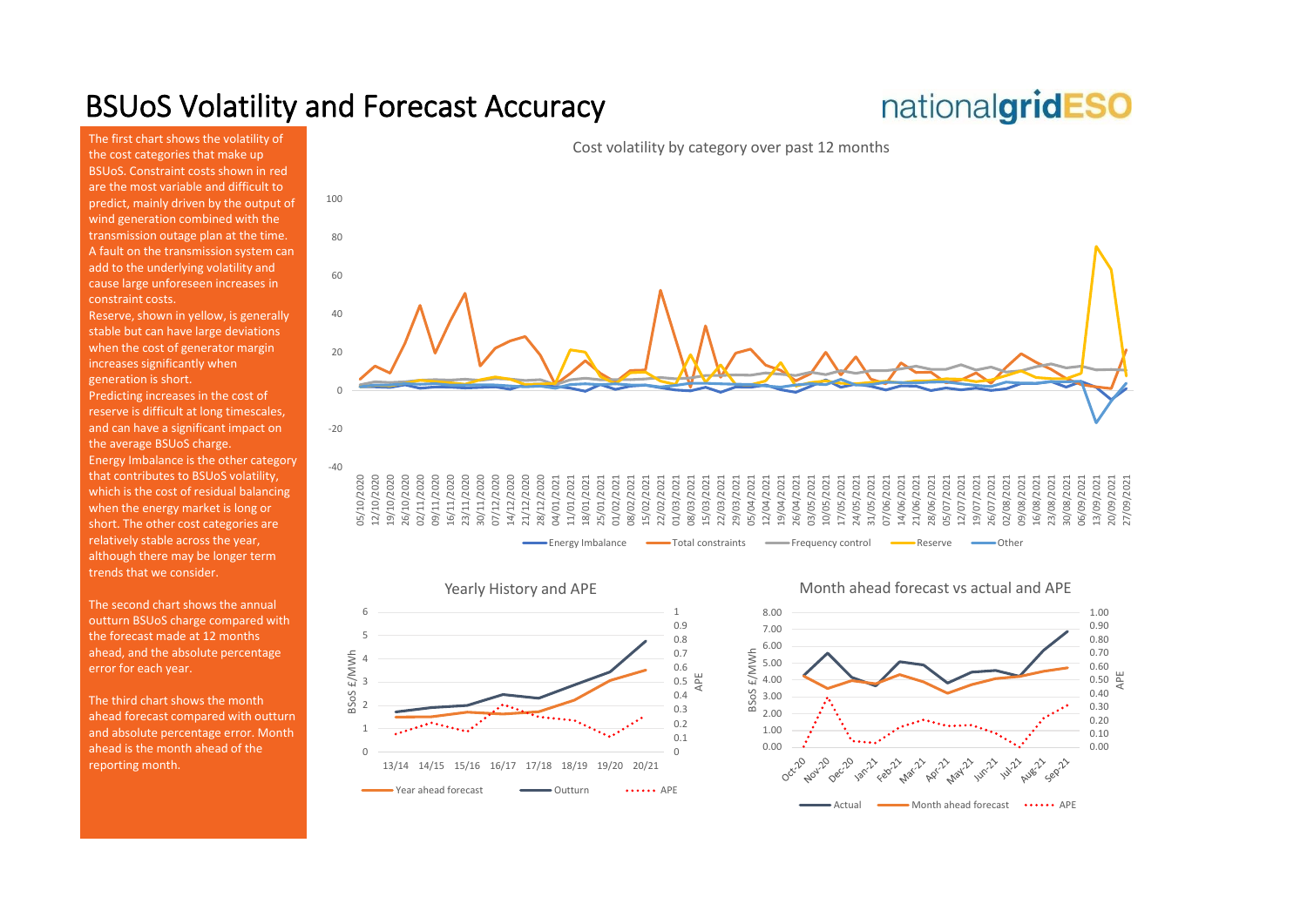# BSUoS Volatility and Forecast Accuracy

nationalgridESO

The first chart shows the volatility of the cost categories that make up BSUoS. Constraint costs shown in red are the most variable and difficult to predict, mainly driven by the output of wind generation combined with the transmission outage plan at the time. A fault on the transmission system can add to the underlying volatility and cause large unforeseen increases in constraint costs.
Reserve, shown in yellow, is generally stable but can have large deviations when the cost of generator margin increases significantly when generation is short.
Predicting increases in the cost of reserve is difficult at long timescales, and can have a significant impact on the average BSUoS charge.
Energy Imbalance is the other category that contributes to BSUoS volatility, which is the cost of residual balancing when the energy market is long or short. The other cost categories are relatively stable across the year, although there may be longer term trends that we consider.

The second chart shows the annual outturn BSUoS charge compared with the forecast made at 12 months ahead, and the absolute percentage error for each year.

The third chart shows the month ahead forecast compared with outturn and absolute percentage error. Month ahead is the month ahead of the reporting month.

Cost volatility by category over past 12 months

100
80
60
40
20
0
-20
-40

05/10/2020 12/10/2020 19/10/2020 26/10/2020 02/11/2020 09/11/2020 16/11/2020 23/11/2020 30/11/2020 07/12/2020 14/12/2020 21/12/2020 28/12/2020 04/01/2021 11/01/2021 18/01/2021 25/01/2021 01/02/2021 08/02/2021 15/02/2021 22/02/2021 01/03/2021 08/03/2021 15/03/2021 22/03/2021 29/03/2021 05/04/2021 12/04/2021 19/04/2021 26/04/2021 03/05/2021 10/05/2021 17/05/2021 24/05/2021 31/05/2021 07/06/2021 14/06/2021 21/06/2021 28/06/2021 05/07/2021 12/07/2021 19/07/2021 26/07/2021 02/08/2021 09/08/2021 16/08/2021 23/08/2021 30/08/2021 06/09/2021 13/09/2021 20/09/2021 27/09/2021

Energy Imbalance — Total constraints — Frequency control — Reserve — Other

Yearly History and APE

BSoS £/MWh: 0 1 2 3 4 5 6
APE: 0 0.1 0.2 0.3 0.4 0.5 0.6 0.7 0.8 0.9 1

13/14 14/15 15/16 16/17 17/18 18/19 19/20 20/21

Year ahead forecast — Outturn — APE

Month ahead forecast vs actual and APE

BSoS £/MWh: 0.00 1.00 2.00 3.00 4.00 5.00 6.00 7.00 8.00
APE: 0.00 0.10 0.20 0.30 0.40 0.50 0.60 0.70 0.80 0.90 1.00

Oct-20 Nov-20 Dec-20 Jan-21 Feb-21 Mar-21 Apr-21 May-21 Jun-21 Jul-21 Aug-21 Sep-21

Actual — Month ahead forecast — APE